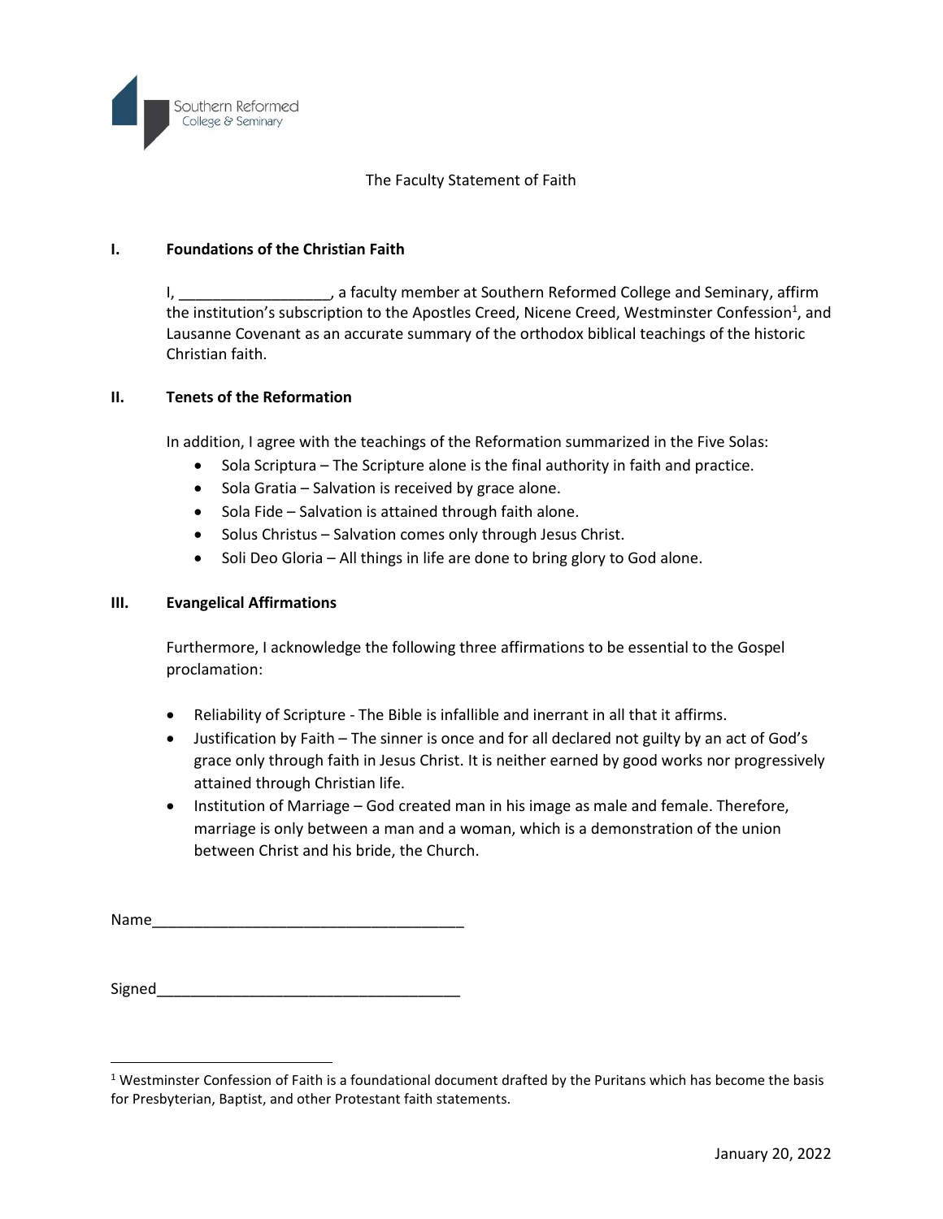Southern Reformed College & Seminary

The Faculty Statement of Faith

## I. Foundations of the Christian Faith

I, __________________, a faculty member at Southern Reformed College and Seminary, affirm the institution's subscription to the Apostles Creed, Nicene Creed, Westminster Confession[1], and Lausanne Covenant as an accurate summary of the orthodox biblical teachings of the historic Christian faith.

## II. Tenets of the Reformation

In addition, I agree with the teachings of the Reformation summarized in the Five Solas:

- Sola Scriptura – The Scripture alone is the final authority in faith and practice.
- Sola Gratia – Salvation is received by grace alone.
- Sola Fide – Salvation is attained through faith alone.
- Solus Christus – Salvation comes only through Jesus Christ.
- Soli Deo Gloria – All things in life are done to bring glory to God alone.

## III. Evangelical Affirmations

Furthermore, I acknowledge the following three affirmations to be essential to the Gospel proclamation:

- Reliability of Scripture - The Bible is infallible and inerrant in all that it affirms.
- Justification by Faith – The sinner is once and for all declared not guilty by an act of God's grace only through faith in Jesus Christ. It is neither earned by good works nor progressively attained through Christian life.
- Institution of Marriage – God created man in his image as male and female. Therefore, marriage is only between a man and a woman, which is a demonstration of the union between Christ and his bride, the Church.

Name_____________________________________

Signed____________________________________

[1] Westminster Confession of Faith is a foundational document drafted by the Puritans which has become the basis for Presbyterian, Baptist, and other Protestant faith statements.

January 20, 2022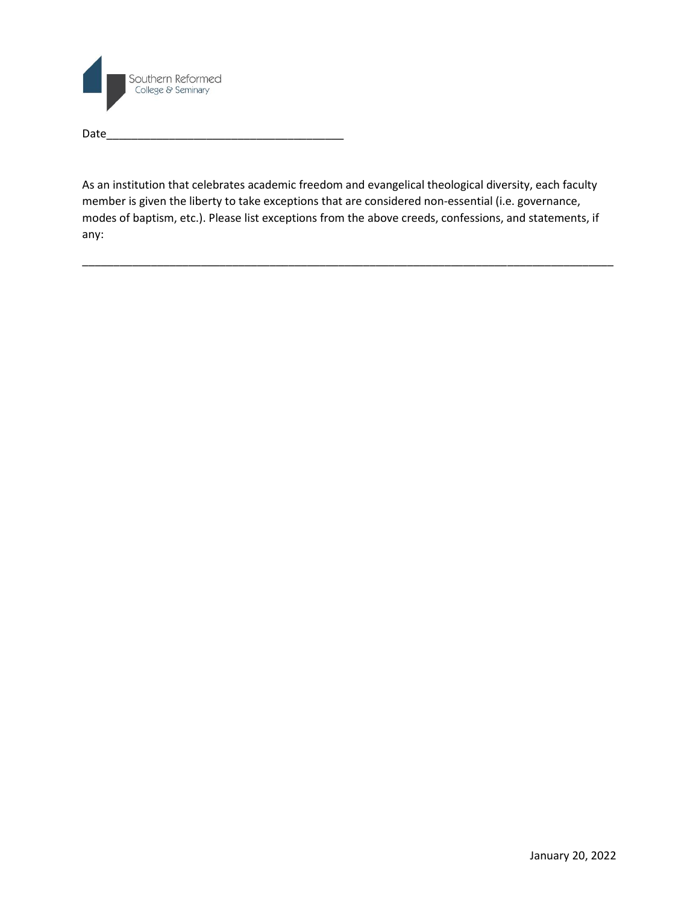Southern Reformed
College & Seminary

Date______________________________________

As an institution that celebrates academic freedom and evangelical theological diversity, each faculty member is given the liberty to take exceptions that are considered non-essential (i.e. governance, modes of baptism, etc.). Please list exceptions from the above creeds, confessions, and statements, if any:

_____________________________________________________________________________________

January 20, 2022